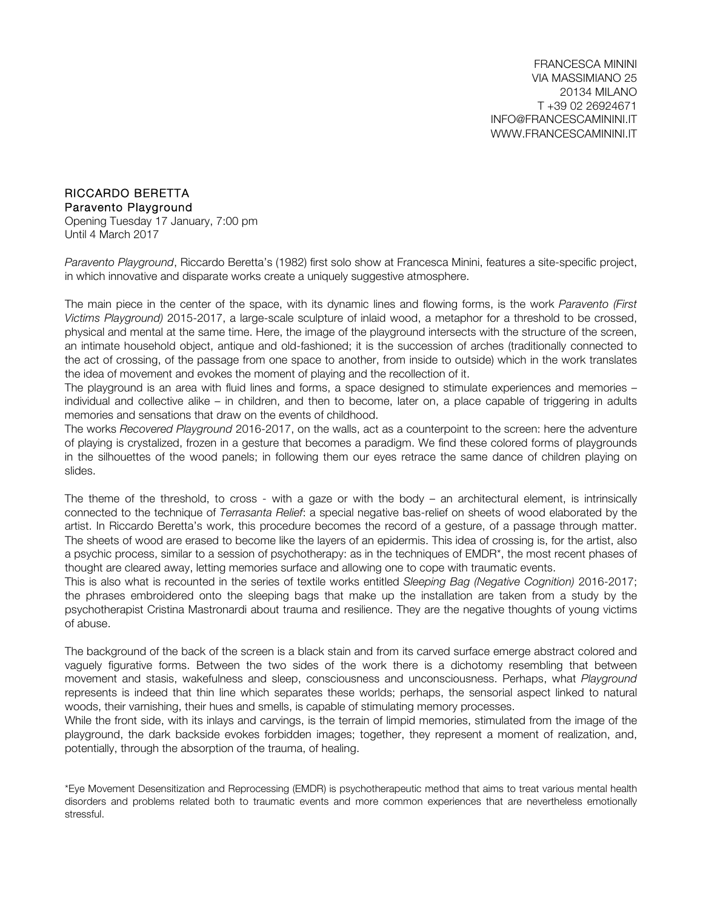FRANCESCA MININI
VIA MASSIMIANO 25
20134 MILANO
T +39 02 26924671
INFO@FRANCESCAMININI.IT
WWW.FRANCESCAMININI.IT

## RICCARDO BERETTA
### Paravento Playground

Opening Tuesday 17 January, 7:00 pm
Until 4 March 2017

*Paravento Playground*, Riccardo Beretta's (1982) first solo show at Francesca Minini, features a site-specific project, in which innovative and disparate works create a uniquely suggestive atmosphere.

The main piece in the center of the space, with its dynamic lines and flowing forms, is the work *Paravento (First Victims Playground)* 2015-2017, a large-scale sculpture of inlaid wood, a metaphor for a threshold to be crossed, physical and mental at the same time. Here, the image of the playground intersects with the structure of the screen, an intimate household object, antique and old-fashioned; it is the succession of arches (traditionally connected to the act of crossing, of the passage from one space to another, from inside to outside) which in the work translates the idea of movement and evokes the moment of playing and the recollection of it.
The playground is an area with fluid lines and forms, a space designed to stimulate experiences and memories – individual and collective alike – in children, and then to become, later on, a place capable of triggering in adults memories and sensations that draw on the events of childhood.
The works *Recovered Playground* 2016-2017, on the walls, act as a counterpoint to the screen: here the adventure of playing is crystalized, frozen in a gesture that becomes a paradigm. We find these colored forms of playgrounds in the silhouettes of the wood panels; in following them our eyes retrace the same dance of children playing on slides.

The theme of the threshold, to cross - with a gaze or with the body – an architectural element, is intrinsically connected to the technique of *Terrasanta Relief*: a special negative bas-relief on sheets of wood elaborated by the artist. In Riccardo Beretta's work, this procedure becomes the record of a gesture, of a passage through matter. The sheets of wood are erased to become like the layers of an epidermis. This idea of crossing is, for the artist, also a psychic process, similar to a session of psychotherapy: as in the techniques of EMDR*, the most recent phases of thought are cleared away, letting memories surface and allowing one to cope with traumatic events.
This is also what is recounted in the series of textile works entitled *Sleeping Bag (Negative Cognition)* 2016-2017; the phrases embroidered onto the sleeping bags that make up the installation are taken from a study by the psychotherapist Cristina Mastronardi about trauma and resilience. They are the negative thoughts of young victims of abuse.

The background of the back of the screen is a black stain and from its carved surface emerge abstract colored and vaguely figurative forms. Between the two sides of the work there is a dichotomy resembling that between movement and stasis, wakefulness and sleep, consciousness and unconsciousness. Perhaps, what *Playground* represents is indeed that thin line which separates these worlds; perhaps, the sensorial aspect linked to natural woods, their varnishing, their hues and smells, is capable of stimulating memory processes.
While the front side, with its inlays and carvings, is the terrain of limpid memories, stimulated from the image of the playground, the dark backside evokes forbidden images; together, they represent a moment of realization, and, potentially, through the absorption of the trauma, of healing.

*Eye Movement Desensitization and Reprocessing (EMDR) is psychotherapeutic method that aims to treat various mental health disorders and problems related both to traumatic events and more common experiences that are nevertheless emotionally stressful.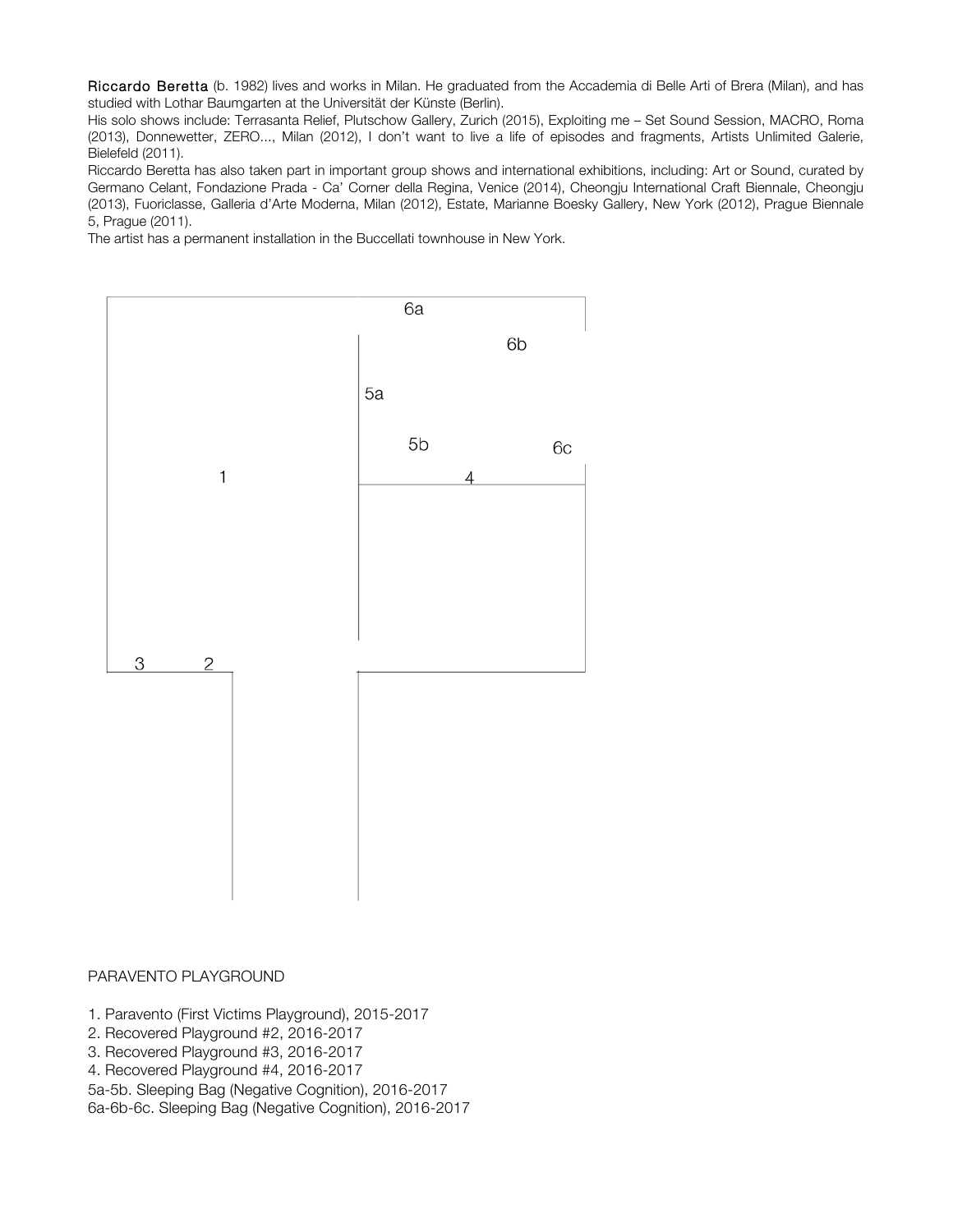**Riccardo Beretta** (b. 1982) lives and works in Milan. He graduated from the Accademia di Belle Arti of Brera (Milan), and has studied with Lothar Baumgarten at the Universität der Künste (Berlin).

His solo shows include: Terrasanta Relief, Plutschow Gallery, Zurich (2015), Exploiting me – Set Sound Session, MACRO, Roma (2013), Donnewetter, ZERO..., Milan (2012), I don't want to live a life of episodes and fragments, Artists Unlimited Galerie, Bielefeld (2011).

Riccardo Beretta has also taken part in important group shows and international exhibitions, including: Art or Sound, curated by Germano Celant, Fondazione Prada - Ca' Corner della Regina, Venice (2014), Cheongju International Craft Biennale, Cheongju (2013), Fuoriclasse, Galleria d'Arte Moderna, Milan (2012), Estate, Marianne Boesky Gallery, New York (2012), Prague Biennale 5, Prague (2011).

The artist has a permanent installation in the Buccellati townhouse in New York.

6a
6b
5a
5b
6c
1
4
3
2

PARAVENTO PLAYGROUND

1. Paravento (First Victims Playground), 2015-2017
2. Recovered Playground #2, 2016-2017
3. Recovered Playground #3, 2016-2017
4. Recovered Playground #4, 2016-2017

5a-5b. Sleeping Bag (Negative Cognition), 2016-2017

6a-6b-6c. Sleeping Bag (Negative Cognition), 2016-2017